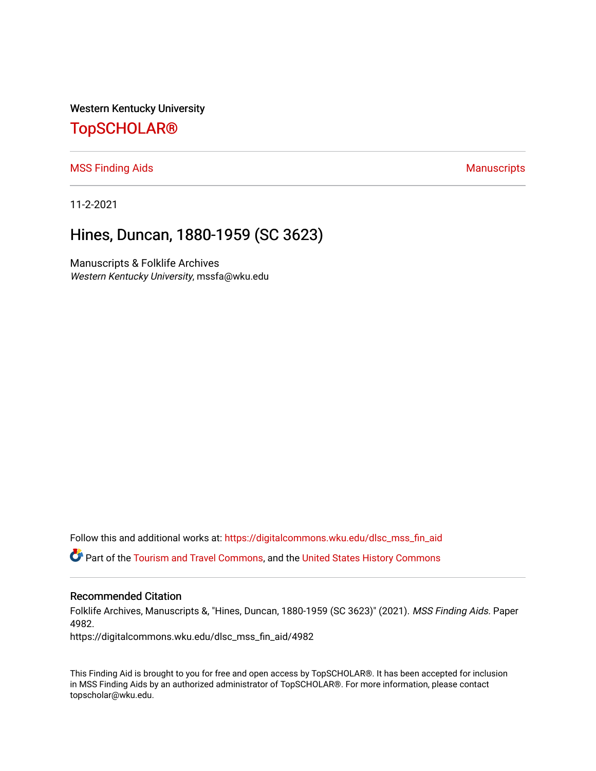Western Kentucky University

# TopSCHOLAR®

MSS Finding Aids

Manuscripts

11-2-2021

## Hines, Duncan, 1880-1959 (SC 3623)

Manuscripts & Folklife Archives
*Western Kentucky University*, mssfa@wku.edu

Follow this and additional works at: https://digitalcommons.wku.edu/dlsc_mss_fin_aid

Part of the Tourism and Travel Commons, and the United States History Commons

### Recommended Citation

Folklife Archives, Manuscripts &, "Hines, Duncan, 1880-1959 (SC 3623)" (2021). *MSS Finding Aids.* Paper 4982.
https://digitalcommons.wku.edu/dlsc_mss_fin_aid/4982

This Finding Aid is brought to you for free and open access by TopSCHOLAR®. It has been accepted for inclusion in MSS Finding Aids by an authorized administrator of TopSCHOLAR®. For more information, please contact topscholar@wku.edu.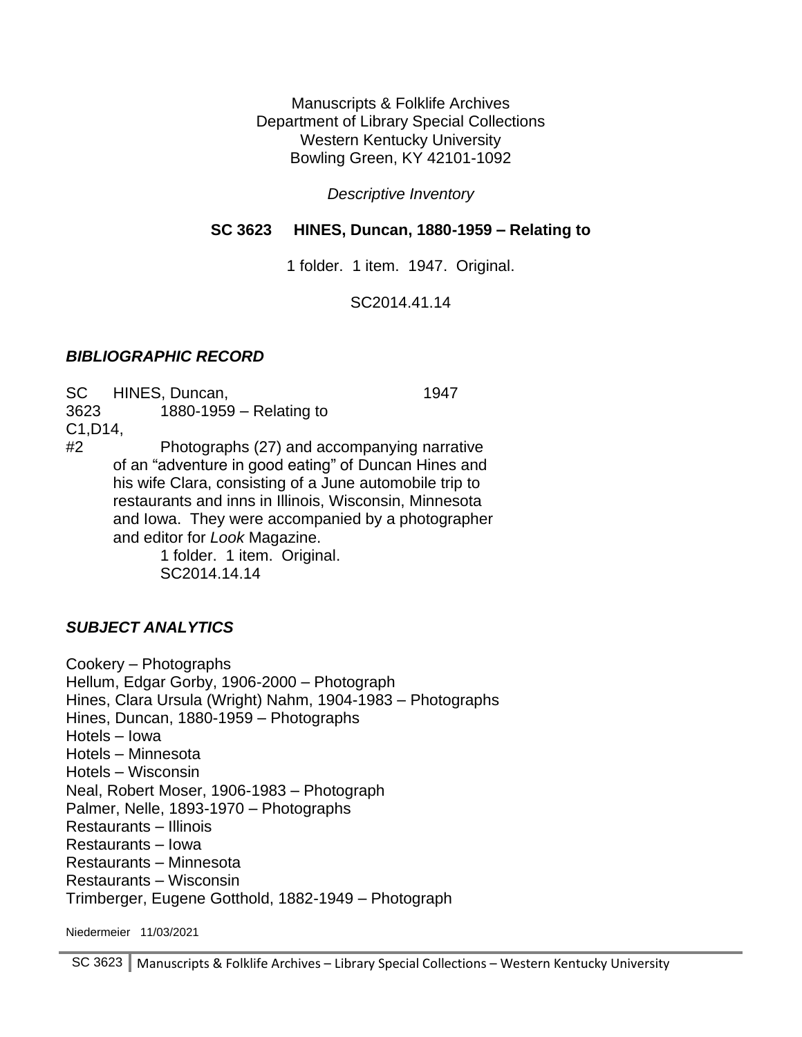Manuscripts & Folklife Archives
Department of Library Special Collections
Western Kentucky University
Bowling Green, KY 42101-1092

*Descriptive Inventory*

**SC 3623 HINES, Duncan, 1880-1959 – Relating to**

1 folder. 1 item. 1947. Original.

SC2014.41.14

## *BIBLIOGRAPHIC RECORD*

SC 3623 C1,D14, #2 HINES, Duncan, 1880-1959 – Relating to 1947

Photographs (27) and accompanying narrative of an "adventure in good eating" of Duncan Hines and his wife Clara, consisting of a June automobile trip to restaurants and inns in Illinois, Wisconsin, Minnesota and Iowa. They were accompanied by a photographer and editor for *Look* Magazine.

1 folder. 1 item. Original.
SC2014.14.14

## *SUBJECT ANALYTICS*

Cookery – Photographs
Hellum, Edgar Gorby, 1906-2000 – Photograph
Hines, Clara Ursula (Wright) Nahm, 1904-1983 – Photographs
Hines, Duncan, 1880-1959 – Photographs
Hotels – Iowa
Hotels – Minnesota
Hotels – Wisconsin
Neal, Robert Moser, 1906-1983 – Photograph
Palmer, Nelle, 1893-1970 – Photographs
Restaurants – Illinois
Restaurants – Iowa
Restaurants – Minnesota
Restaurants – Wisconsin
Trimberger, Eugene Gotthold, 1882-1949 – Photograph

Niedermeier 11/03/2021